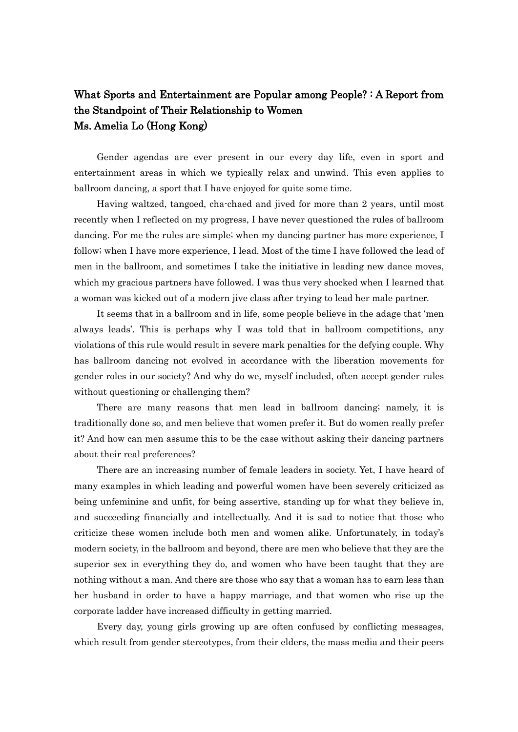# What Sports and Entertainment are Popular among People? : A Report from the Standpoint of Their Relationship to Women

## Ms. Amelia Lo (Hong Kong)

Gender agendas are ever present in our every day life, even in sport and entertainment areas in which we typically relax and unwind. This even applies to ballroom dancing, a sport that I have enjoyed for quite some time.

Having waltzed, tangoed, cha-chaed and jived for more than 2 years, until most recently when I reflected on my progress, I have never questioned the rules of ballroom dancing. For me the rules are simple; when my dancing partner has more experience, I follow; when I have more experience, I lead. Most of the time I have followed the lead of men in the ballroom, and sometimes I take the initiative in leading new dance moves, which my gracious partners have followed. I was thus very shocked when I learned that a woman was kicked out of a modern jive class after trying to lead her male partner.

It seems that in a ballroom and in life, some people believe in the adage that 'men always leads'. This is perhaps why I was told that in ballroom competitions, any violations of this rule would result in severe mark penalties for the defying couple. Why has ballroom dancing not evolved in accordance with the liberation movements for gender roles in our society? And why do we, myself included, often accept gender rules without questioning or challenging them?

There are many reasons that men lead in ballroom dancing; namely, it is traditionally done so, and men believe that women prefer it. But do women really prefer it? And how can men assume this to be the case without asking their dancing partners about their real preferences?

There are an increasing number of female leaders in society. Yet, I have heard of many examples in which leading and powerful women have been severely criticized as being unfeminine and unfit, for being assertive, standing up for what they believe in, and succeeding financially and intellectually. And it is sad to notice that those who criticize these women include both men and women alike. Unfortunately, in today's modern society, in the ballroom and beyond, there are men who believe that they are the superior sex in everything they do, and women who have been taught that they are nothing without a man. And there are those who say that a woman has to earn less than her husband in order to have a happy marriage, and that women who rise up the corporate ladder have increased difficulty in getting married.

Every day, young girls growing up are often confused by conflicting messages, which result from gender stereotypes, from their elders, the mass media and their peers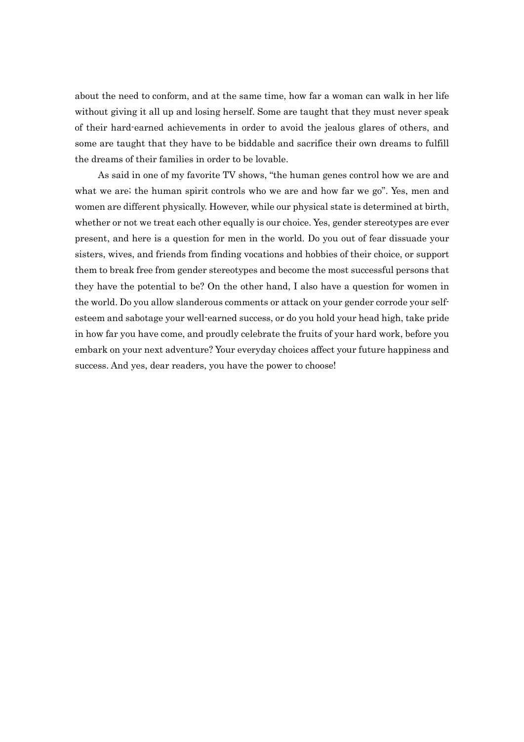about the need to conform, and at the same time, how far a woman can walk in her life without giving it all up and losing herself. Some are taught that they must never speak of their hard-earned achievements in order to avoid the jealous glares of others, and some are taught that they have to be biddable and sacrifice their own dreams to fulfill the dreams of their families in order to be lovable.

As said in one of my favorite TV shows, "the human genes control how we are and what we are; the human spirit controls who we are and how far we go". Yes, men and women are different physically. However, while our physical state is determined at birth, whether or not we treat each other equally is our choice. Yes, gender stereotypes are ever present, and here is a question for men in the world. Do you out of fear dissuade your sisters, wives, and friends from finding vocations and hobbies of their choice, or support them to break free from gender stereotypes and become the most successful persons that they have the potential to be? On the other hand, I also have a question for women in the world. Do you allow slanderous comments or attack on your gender corrode your self-esteem and sabotage your well-earned success, or do you hold your head high, take pride in how far you have come, and proudly celebrate the fruits of your hard work, before you embark on your next adventure? Your everyday choices affect your future happiness and success. And yes, dear readers, you have the power to choose!